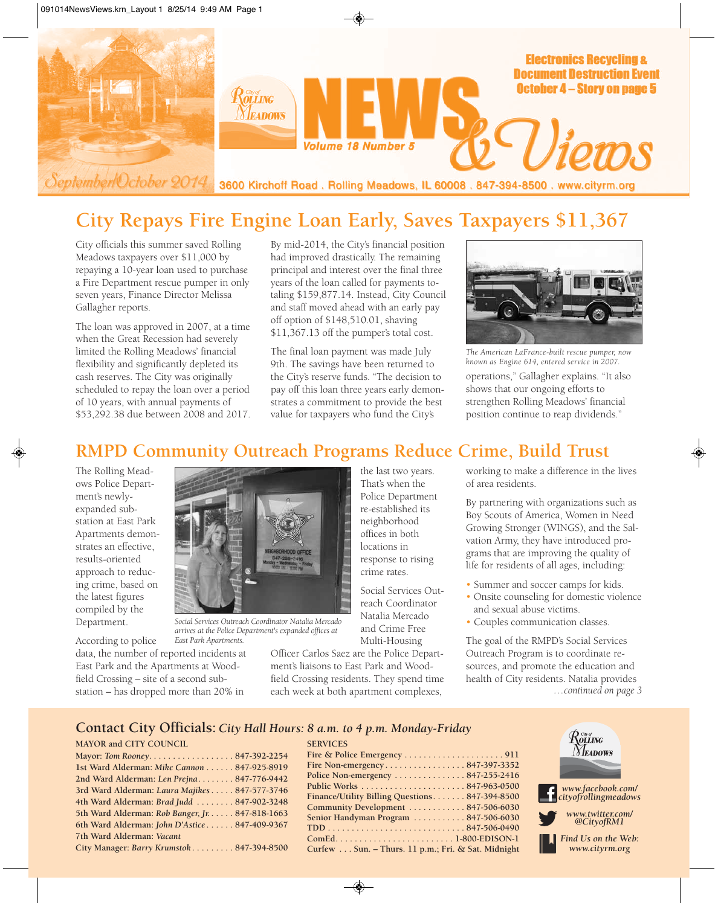# City of Rolling Meadows NEWS & Views

**Volume 18 Number 5**

September/October 2014

3600 Kirchoff Road . Rolling Meadows, IL 60008 . 847-394-8500 . www.cityrm.org

**Electronics Recycling & Document Destruction Event October 4 – Story on page 5**

## City Repays Fire Engine Loan Early, Saves Taxpayers $11,367

City officials this summer saved Rolling Meadows taxpayers over $11,000 by repaying a 10-year loan used to purchase a Fire Department rescue pumper in only seven years, Finance Director Melissa Gallagher reports.

The loan was approved in 2007, at a time when the Great Recession had severely limited the Rolling Meadows' financial flexibility and significantly depleted its cash reserves. The City was originally scheduled to repay the loan over a period of 10 years, with annual payments of $53,292.38 due between 2008 and 2017.

By mid-2014, the City's financial position had improved drastically. The remaining principal and interest over the final three years of the loan called for payments totaling $159,877.14. Instead, City Council and staff moved ahead with an early pay off option of $148,510.01, shaving $11,367.13 off the pumper's total cost.

The final loan payment was made July 9th. The savings have been returned to the City's reserve funds. "The decision to pay off this loan three years early demonstrates a commitment to provide the best value for taxpayers who fund the City's operations," Gallagher explains. "It also shows that our ongoing efforts to strengthen Rolling Meadows' financial position continue to reap dividends."

*The American LaFrance-built rescue pumper, now known as Engine 614, entered service in 2007.*

## RMPD Community Outreach Programs Reduce Crime, Build Trust

The Rolling Meadows Police Department's newly-expanded substation at East Park Apartments demonstrates an effective, results-oriented approach to reducing crime, based on the latest figures compiled by the Department.

*Social Services Outreach Coordinator Natalia Mercado arrives at the Police Department's expanded offices at East Park Apartments.*

According to police data, the number of reported incidents at East Park and the Apartments at Woodfield Crossing – site of a second substation – has dropped more than 20% in the last two years. That's when the Police Department re-established its neighborhood offices in both locations in response to rising crime rates.

Social Services Outreach Coordinator Natalia Mercado and Crime Free Multi-Housing Officer Carlos Saez are the Police Department's liaisons to East Park and Woodfield Crossing residents. They spend time each week at both apartment complexes, working to make a difference in the lives of area residents.

By partnering with organizations such as Boy Scouts of America, Women in Need Growing Stronger (WINGS), and the Salvation Army, they have introduced programs that are improving the quality of life for residents of all ages, including:

- Summer and soccer camps for kids.
- Onsite counseling for domestic violence and sexual abuse victims.
- Couples communication classes.

The goal of the RMPD's Social Services Outreach Program is to coordinate resources, and promote the education and health of City residents. Natalia provides

*…continued on page 3*

## Contact City Officials: *City Hall Hours: 8 a.m. to 4 p.m. Monday-Friday*

**MAYOR and CITY COUNCIL**

| | |
|---|---|
| Mayor: *Tom Rooney* | 847-392-2254 |
| 1st Ward Alderman: *Mike Cannon* | 847-925-8919 |
| 2nd Ward Alderman: *Len Prejna* | 847-776-9442 |
| 3rd Ward Alderman: *Laura Majikes* | 847-577-3746 |
| 4th Ward Alderman: *Brad Judd* | 847-902-3248 |
| 5th Ward Alderman: *Rob Banger, Jr.* | 847-818-1663 |
| 6th Ward Alderman: *John D'Astice* | 847-409-9367 |
| 7th Ward Alderman: *Vacant* | |
| City Manager: *Barry Krumstok* | 847-394-8500 |

**SERVICES**

| | |
|---|---|
| Fire & Police Emergency | 911 |
| Fire Non-emergency | 847-397-3352 |
| Police Non-emergency | 847-255-2416 |
| Public Works | 847-963-0500 |
| Finance/Utility Billing Questions | 847-394-8500 |
| Community Development | 847-506-6030 |
| Senior Handyman Program | 847-506-6030 |
| TDD | 847-506-0490 |
| ComEd | 1-800-EDISON-1 |
| Curfew | Sun. – Thurs. 11 p.m.; Fri. & Sat. Midnight |

www.facebook.com/cityofrollingmeadows

www.twitter.com/@CityofRM1

Find Us on the Web: www.cityrm.org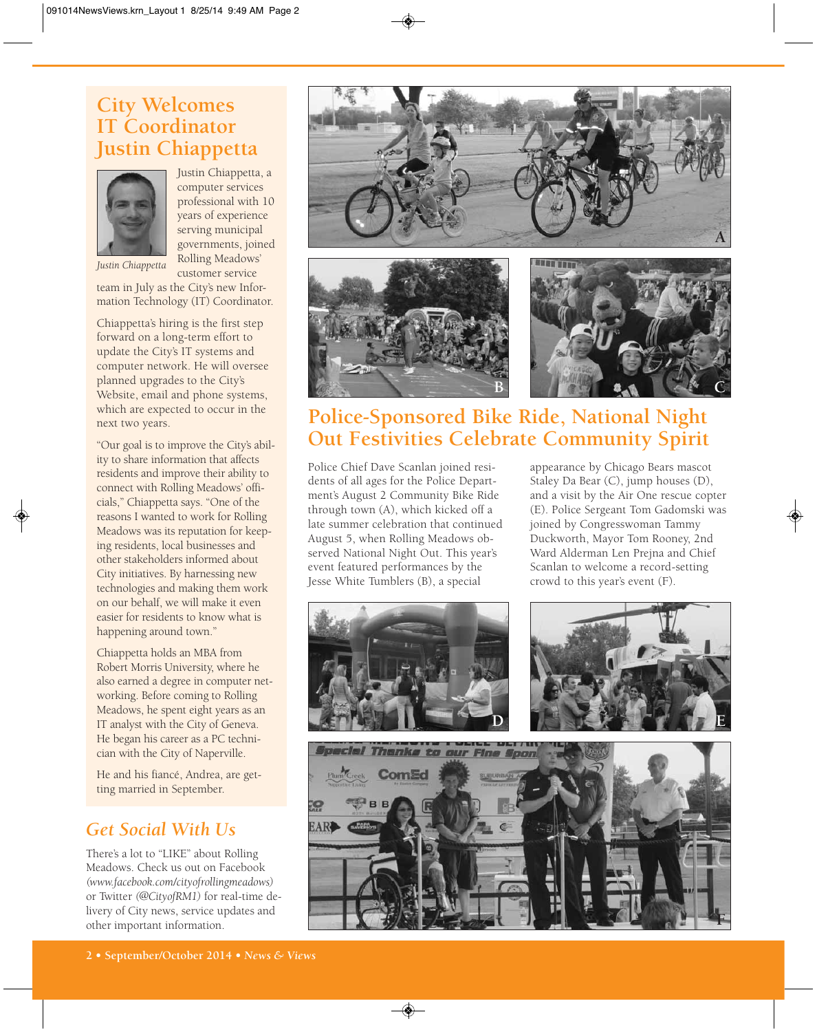# City Welcomes IT Coordinator Justin Chiappetta

*Justin Chiappetta*

Justin Chiappetta, a computer services professional with 10 years of experience serving municipal governments, joined Rolling Meadows' customer service team in July as the City's new Information Technology (IT) Coordinator.

Chiappetta's hiring is the first step forward on a long-term effort to update the City's IT systems and computer network. He will oversee planned upgrades to the City's Website, email and phone systems, which are expected to occur in the next two years.

"Our goal is to improve the City's ability to share information that affects residents and improve their ability to connect with Rolling Meadows' officials," Chiappetta says. "One of the reasons I wanted to work for Rolling Meadows was its reputation for keeping residents, local businesses and other stakeholders informed about City initiatives. By harnessing new technologies and making them work on our behalf, we will make it even easier for residents to know what is happening around town."

Chiappetta holds an MBA from Robert Morris University, where he also earned a degree in computer networking. Before coming to Rolling Meadows, he spent eight years as an IT analyst with the City of Geneva. He began his career as a PC technician with the City of Naperville.

He and his fiancé, Andrea, are getting married in September.

## *Get Social With Us*

There's a lot to "LIKE" about Rolling Meadows. Check us out on Facebook *(www.facebook.com/cityofrollingmeadows)* or Twitter *(@CityofRM1)* for real-time delivery of City news, service updates and other important information.

A

B

C

# Police-Sponsored Bike Ride, National Night Out Festivities Celebrate Community Spirit

Police Chief Dave Scanlan joined residents of all ages for the Police Department's August 2 Community Bike Ride through town (A), which kicked off a late summer celebration that continued August 5, when Rolling Meadows observed National Night Out. This year's event featured performances by the Jesse White Tumblers (B), a special appearance by Chicago Bears mascot Staley Da Bear (C), jump houses (D), and a visit by the Air One rescue copter (E). Police Sergeant Tom Gadomski was joined by Congresswoman Tammy Duckworth, Mayor Tom Rooney, 2nd Ward Alderman Len Prejna and Chief Scanlan to welcome a record-setting crowd to this year's event (F).

D

E

F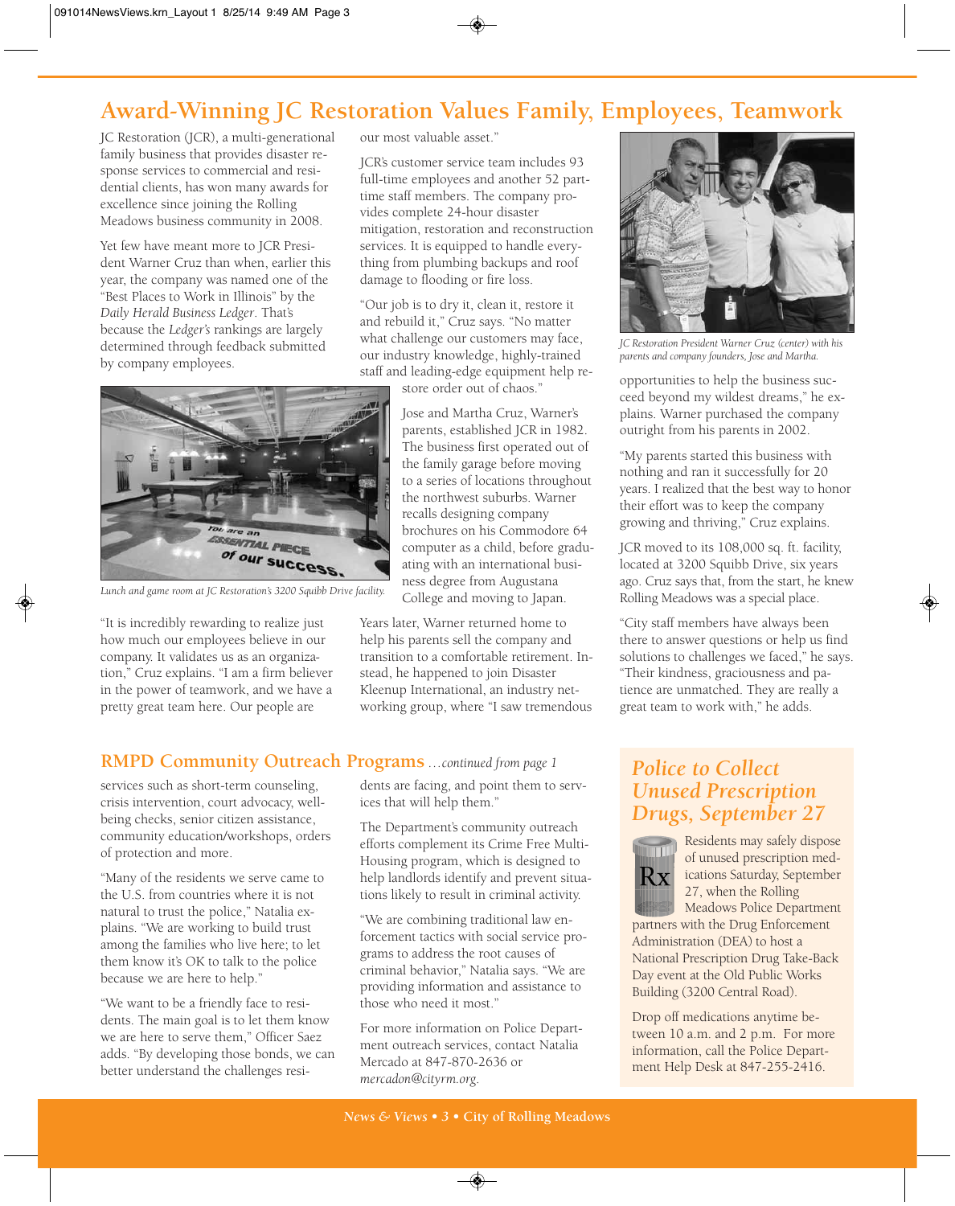# Award-Winning JC Restoration Values Family, Employees, Teamwork

JC Restoration (JCR), a multi-generational family business that provides disaster response services to commercial and residential clients, has won many awards for excellence since joining the Rolling Meadows business community in 2008.

Yet few have meant more to JCR President Warner Cruz than when, earlier this year, the company was named one of the "Best Places to Work in Illinois" by the *Daily Herald Business Ledger*. That's because the *Ledger's* rankings are largely determined through feedback submitted by company employees.

Lunch and game room at JC Restoration's 3200 Squibb Drive facility.

"It is incredibly rewarding to realize just how much our employees believe in our company. It validates us as an organization," Cruz explains. "I am a firm believer in the power of teamwork, and we have a pretty great team here. Our people are our most valuable asset."

JCR's customer service team includes 93 full-time employees and another 52 part-time staff members. The company provides complete 24-hour disaster mitigation, restoration and reconstruction services. It is equipped to handle everything from plumbing backups and roof damage to flooding or fire loss.

"Our job is to dry it, clean it, restore it and rebuild it," Cruz says. "No matter what challenge our customers may face, our industry knowledge, highly-trained staff and leading-edge equipment help restore order out of chaos."

Jose and Martha Cruz, Warner's parents, established JCR in 1982. The business first operated out of the family garage before moving to a series of locations throughout the northwest suburbs. Warner recalls designing company brochures on his Commodore 64 computer as a child, before graduating with an international business degree from Augustana College and moving to Japan.

Years later, Warner returned home to help his parents sell the company and transition to a comfortable retirement. Instead, he happened to join Disaster Kleenup International, an industry networking group, where "I saw tremendous opportunities to help the business succeed beyond my wildest dreams," he explains. Warner purchased the company outright from his parents in 2002.

JC Restoration President Warner Cruz (center) with his parents and company founders, Jose and Martha.

"My parents started this business with nothing and ran it successfully for 20 years. I realized that the best way to honor their effort was to keep the company growing and thriving," Cruz explains.

JCR moved to its 108,000 sq. ft. facility, located at 3200 Squibb Drive, six years ago. Cruz says that, from the start, he knew Rolling Meadows was a special place.

"City staff members have always been there to answer questions or help us find solutions to challenges we faced," he says. "Their kindness, graciousness and patience are unmatched. They are really a great team to work with," he adds.

## RMPD Community Outreach Programs *...continued from page 1*

services such as short-term counseling, crisis intervention, court advocacy, well-being checks, senior citizen assistance, community education/workshops, orders of protection and more.

"Many of the residents we serve came to the U.S. from countries where it is not natural to trust the police," Natalia explains. "We are working to build trust among the families who live here; to let them know it's OK to talk to the police because we are here to help."

"We want to be a friendly face to residents. The main goal is to let them know we are here to serve them," Officer Saez adds. "By developing those bonds, we can better understand the challenges residents are facing, and point them to services that will help them."

The Department's community outreach efforts complement its Crime Free Multi-Housing program, which is designed to help landlords identify and prevent situations likely to result in criminal activity.

"We are combining traditional law enforcement tactics with social service programs to address the root causes of criminal behavior," Natalia says. "We are providing information and assistance to those who need it most."

For more information on Police Department outreach services, contact Natalia Mercado at 847-870-2636 or *mercadon@cityrm.org*.

## *Police to Collect Unused Prescription Drugs, September 27*

Residents may safely dispose of unused prescription medications Saturday, September 27, when the Rolling Meadows Police Department partners with the Drug Enforcement Administration (DEA) to host a National Prescription Drug Take-Back Day event at the Old Public Works Building (3200 Central Road).

Drop off medications anytime between 10 a.m. and 2 p.m. For more information, call the Police Department Help Desk at 847-255-2416.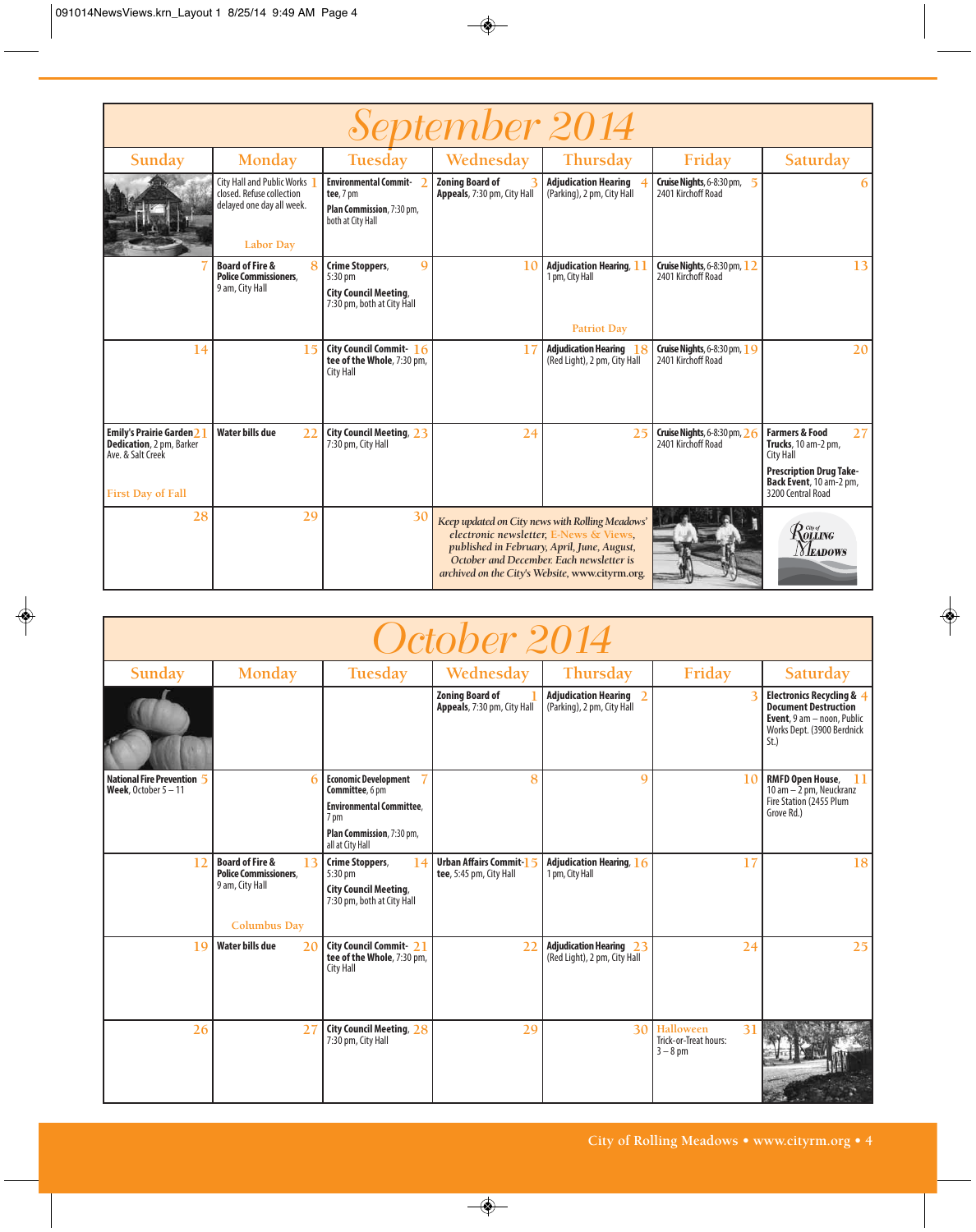# September 2014

| Sunday | Monday | Tuesday | Wednesday | Thursday | Friday | Saturday |
|---|---|---|---|---|---|---|
| | 1 City Hall and Public Works closed. Refuse collection delayed one day all week. Labor Day | 2 **Environmental Committee**, 7 pm **Plan Commission**, 7:30 pm, both at City Hall | 3 **Zoning Board of Appeals**, 7:30 pm, City Hall | 4 **Adjudication Hearing** (Parking), 2 pm, City Hall | 5 **Cruise Nights**, 6-8:30 pm, 2401 Kirchoff Road | 6 |
| 7 | 8 **Board of Fire & Police Commissioners**, 9 am, City Hall | 9 **Crime Stoppers**, 5:30 pm **City Council Meeting**, 7:30 pm, both at City Hall | 10 | 11 **Adjudication Hearing**, 1 pm, City Hall Patriot Day | 12 **Cruise Nights**, 6-8:30 pm, 2401 Kirchoff Road | 13 |
| 14 | 15 | 16 **City Council Committee of the Whole**, 7:30 pm, City Hall | 17 | 18 **Adjudication Hearing** (Red Light), 2 pm, City Hall | 19 **Cruise Nights**, 6-8:30 pm, 2401 Kirchoff Road | 20 |
| 21 **Emily's Prairie Garden Dedication**, 2 pm, Barker Ave. & Salt Creek First Day of Fall | 22 **Water bills due** | 23 **City Council Meeting**, 7:30 pm, City Hall | 24 | 25 | 26 **Cruise Nights**, 6-8:30 pm, 2401 Kirchoff Road | 27 **Farmers & Food Trucks**, 10 am-2 pm, City Hall **Prescription Drug Take-Back Event**, 10 am-2 pm, 3200 Central Road |
| 28 | 29 | 30 | *Keep updated on City news with Rolling Meadows' electronic newsletter, E-News & Views, published in February, April, June, August, October and December. Each newsletter is archived on the City's Website, www.cityrm.org.* | | | City of Rolling Meadows |

# October 2014

| Sunday | Monday | Tuesday | Wednesday | Thursday | Friday | Saturday |
|---|---|---|---|---|---|---|
| | | | 1 **Zoning Board of Appeals**, 7:30 pm, City Hall | 2 **Adjudication Hearing** (Parking), 2 pm, City Hall | 3 | 4 **Electronics Recycling & Document Destruction Event**, 9 am – noon, Public Works Dept. (3900 Berdnick St.) |
| 5 **National Fire Prevention Week**, October 5 – 11 | 6 | 7 **Economic Development Committee**, 6 pm **Environmental Committee**, 7 pm **Plan Commission**, 7:30 pm, all at City Hall | 8 | 9 | 10 | 11 **RMFD Open House**, 10 am – 2 pm, Neuckranz Fire Station (2455 Plum Grove Rd.) |
| 12 | 13 **Board of Fire & Police Commissioners**, 9 am, City Hall Columbus Day | 14 **Crime Stoppers**, 5:30 pm **City Council Meeting**, 7:30 pm, both at City Hall | 15 **Urban Affairs Committee**, 5:45 pm, City Hall | 16 **Adjudication Hearing**, 1 pm, City Hall | 17 | 18 |
| 19 | 20 **Water bills due** | 21 **City Council Committee of the Whole**, 7:30 pm, City Hall | 22 | 23 **Adjudication Hearing** (Red Light), 2 pm, City Hall | 24 | 25 |
| 26 | 27 | 28 **City Council Meeting**, 7:30 pm, City Hall | 29 | 30 | 31 Halloween Trick-or-Treat hours: 3 – 8 pm | |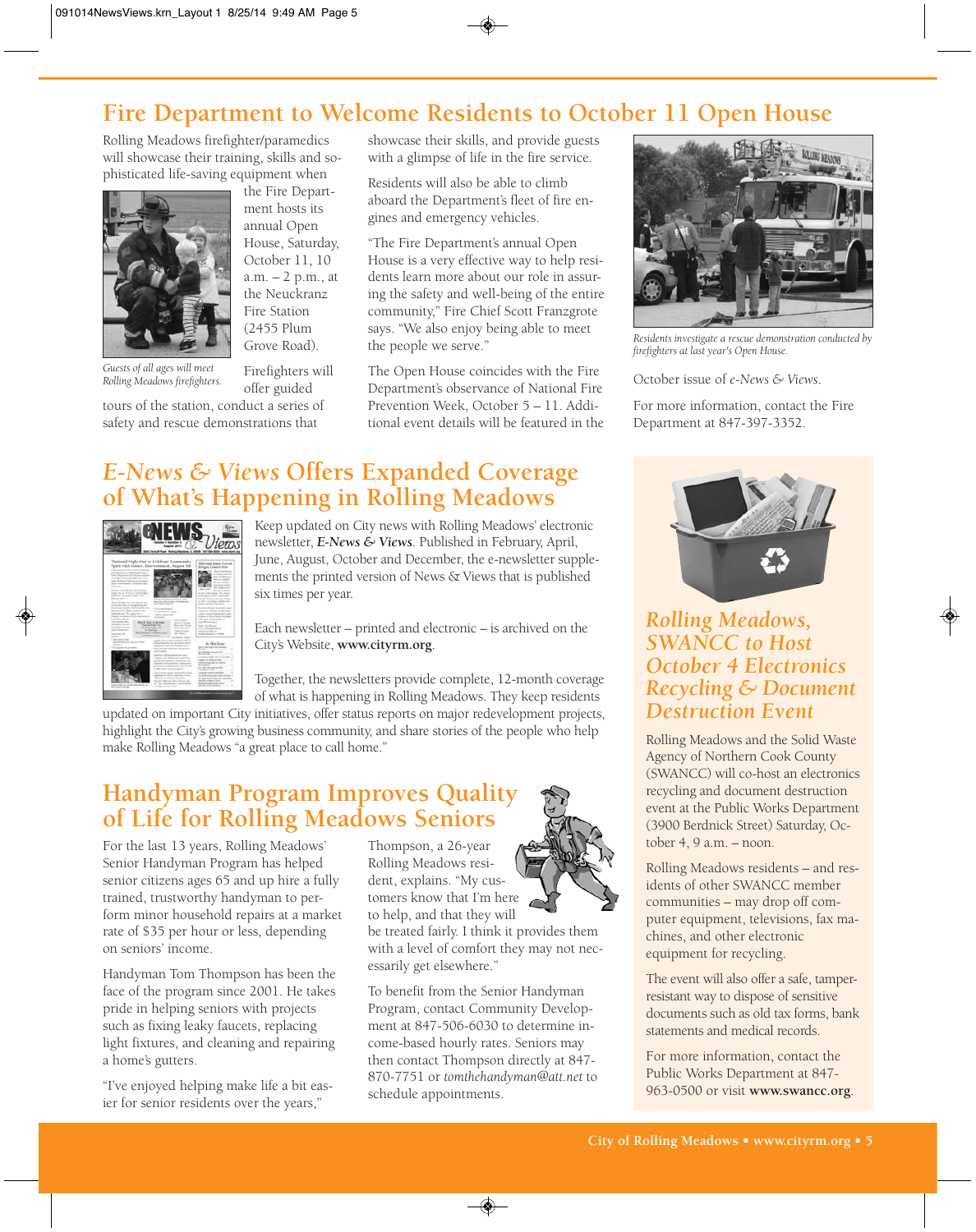## Fire Department to Welcome Residents to October 11 Open House

Rolling Meadows firefighter/paramedics will showcase their training, skills and sophisticated life-saving equipment when the Fire Department hosts its annual Open House, Saturday, October 11, 10 a.m. – 2 p.m., at the Neuckranz Fire Station (2455 Plum Grove Road).

*Guests of all ages will meet Rolling Meadows firefighters.*

Firefighters will offer guided tours of the station, conduct a series of safety and rescue demonstrations that showcase their skills, and provide guests with a glimpse of life in the fire service.

Residents will also be able to climb aboard the Department's fleet of fire engines and emergency vehicles.

"The Fire Department's annual Open House is a very effective way to help residents learn more about our role in assuring the safety and well-being of the entire community," Fire Chief Scott Franzgrote says. "We also enjoy being able to meet the people we serve."

The Open House coincides with the Fire Department's observance of National Fire Prevention Week, October 5 – 11. Additional event details will be featured in the October issue of *e-News & Views*.

*Residents investigate a rescue demonstration conducted by firefighters at last year's Open House.*

For more information, contact the Fire Department at 847-397-3352.

## *E-News & Views* Offers Expanded Coverage of What's Happening in Rolling Meadows

Keep updated on City news with Rolling Meadows' electronic newsletter, ***E-News & Views***. Published in February, April, June, August, October and December, the e-newsletter supplements the printed version of News & Views that is published six times per year.

Each newsletter – printed and electronic – is archived on the City's Website, **www.cityrm.org**.

Together, the newsletters provide complete, 12-month coverage of what is happening in Rolling Meadows. They keep residents updated on important City initiatives, offer status reports on major redevelopment projects, highlight the City's growing business community, and share stories of the people who help make Rolling Meadows "a great place to call home."

## Handyman Program Improves Quality of Life for Rolling Meadows Seniors

For the last 13 years, Rolling Meadows' Senior Handyman Program has helped senior citizens ages 65 and up hire a fully trained, trustworthy handyman to perform minor household repairs at a market rate of $35 per hour or less, depending on seniors' income.

Handyman Tom Thompson has been the face of the program since 2001. He takes pride in helping seniors with projects such as fixing leaky faucets, replacing light fixtures, and cleaning and repairing a home's gutters.

"I've enjoyed helping make life a bit easier for senior residents over the years," Thompson, a 26-year Rolling Meadows resident, explains. "My customers know that I'm here to help, and that they will be treated fairly. I think it provides them with a level of comfort they may not necessarily get elsewhere."

To benefit from the Senior Handyman Program, contact Community Development at 847-506-6030 to determine income-based hourly rates. Seniors may then contact Thompson directly at 847-870-7751 or *tomthehandyman@att.net* to schedule appointments.

## *Rolling Meadows, SWANCC to Host October 4 Electronics Recycling & Document Destruction Event*

Rolling Meadows and the Solid Waste Agency of Northern Cook County (SWANCC) will co-host an electronics recycling and document destruction event at the Public Works Department (3900 Berdnick Street) Saturday, October 4, 9 a.m. – noon.

Rolling Meadows residents – and residents of other SWANCC member communities – may drop off computer equipment, televisions, fax machines, and other electronic equipment for recycling.

The event will also offer a safe, tamper-resistant way to dispose of sensitive documents such as old tax forms, bank statements and medical records.

For more information, contact the Public Works Department at 847-963-0500 or visit **www.swancc.org**.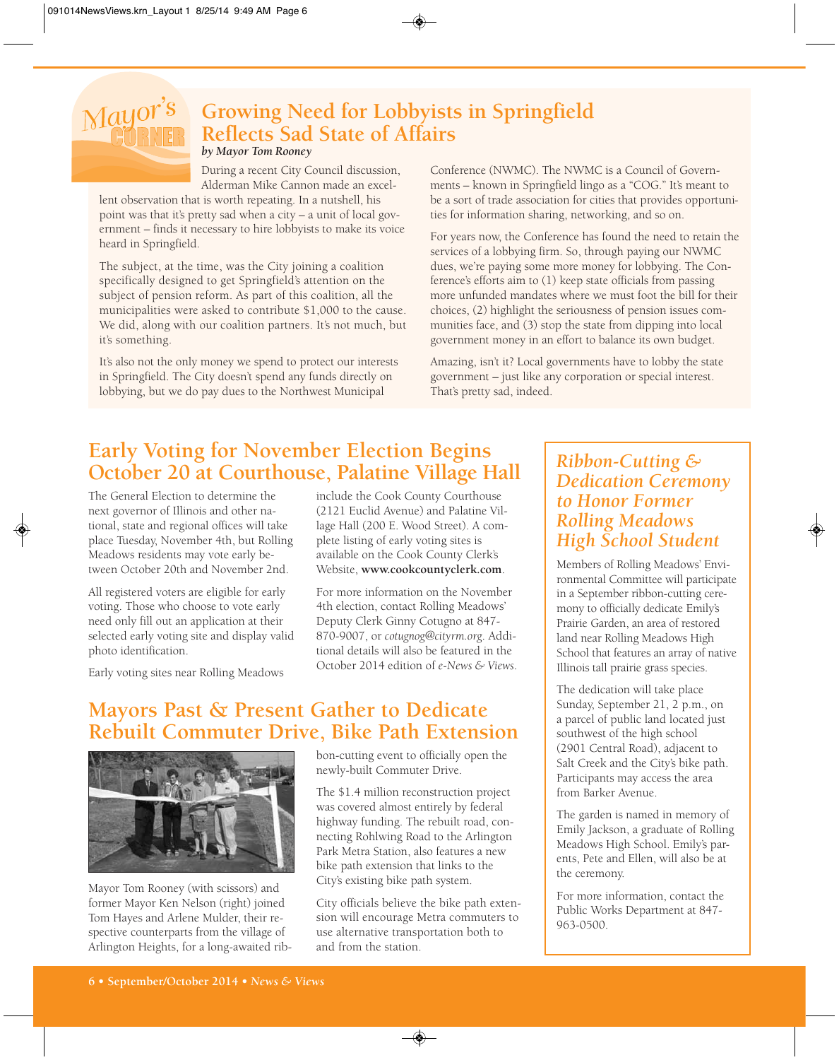Mayor's CORNER

## Growing Need for Lobbyists in Springfield Reflects Sad State of Affairs

***by Mayor Tom Rooney***

During a recent City Council discussion, Alderman Mike Cannon made an excellent observation that is worth repeating. In a nutshell, his point was that it's pretty sad when a city – a unit of local government – finds it necessary to hire lobbyists to make its voice heard in Springfield.

The subject, at the time, was the City joining a coalition specifically designed to get Springfield's attention on the subject of pension reform. As part of this coalition, all the municipalities were asked to contribute $1,000 to the cause. We did, along with our coalition partners. It's not much, but it's something.

It's also not the only money we spend to protect our interests in Springfield. The City doesn't spend any funds directly on lobbying, but we do pay dues to the Northwest Municipal Conference (NWMC). The NWMC is a Council of Governments – known in Springfield lingo as a "COG." It's meant to be a sort of trade association for cities that provides opportunities for information sharing, networking, and so on.

For years now, the Conference has found the need to retain the services of a lobbying firm. So, through paying our NWMC dues, we're paying some more money for lobbying. The Conference's efforts aim to (1) keep state officials from passing more unfunded mandates where we must foot the bill for their choices, (2) highlight the seriousness of pension issues communities face, and (3) stop the state from dipping into local government money in an effort to balance its own budget.

Amazing, isn't it? Local governments have to lobby the state government – just like any corporation or special interest. That's pretty sad, indeed.

## Early Voting for November Election Begins October 20 at Courthouse, Palatine Village Hall

The General Election to determine the next governor of Illinois and other national, state and regional offices will take place Tuesday, November 4th, but Rolling Meadows residents may vote early between October 20th and November 2nd.

All registered voters are eligible for early voting. Those who choose to vote early need only fill out an application at their selected early voting site and display valid photo identification.

Early voting sites near Rolling Meadows include the Cook County Courthouse (2121 Euclid Avenue) and Palatine Village Hall (200 E. Wood Street). A complete listing of early voting sites is available on the Cook County Clerk's Website, **www.cookcountyclerk.com**.

For more information on the November 4th election, contact Rolling Meadows' Deputy Clerk Ginny Cotugno at 847-870-9007, or *cotugnog@cityrm.org*. Additional details will also be featured in the October 2014 edition of *e-News & Views*.

## Mayors Past & Present Gather to Dedicate Rebuilt Commuter Drive, Bike Path Extension

Mayor Tom Rooney (with scissors) and former Mayor Ken Nelson (right) joined Tom Hayes and Arlene Mulder, their respective counterparts from the village of Arlington Heights, for a long-awaited ribbon-cutting event to officially open the newly-built Commuter Drive.

The $1.4 million reconstruction project was covered almost entirely by federal highway funding. The rebuilt road, connecting Rohlwing Road to the Arlington Park Metra Station, also features a new bike path extension that links to the City's existing bike path system.

City officials believe the bike path extension will encourage Metra commuters to use alternative transportation both to and from the station.

## *Ribbon-Cutting & Dedication Ceremony to Honor Former Rolling Meadows High School Student*

Members of Rolling Meadows' Environmental Committee will participate in a September ribbon-cutting ceremony to officially dedicate Emily's Prairie Garden, an area of restored land near Rolling Meadows High School that features an array of native Illinois tall prairie grass species.

The dedication will take place Sunday, September 21, 2 p.m., on a parcel of public land located just southwest of the high school (2901 Central Road), adjacent to Salt Creek and the City's bike path. Participants may access the area from Barker Avenue.

The garden is named in memory of Emily Jackson, a graduate of Rolling Meadows High School. Emily's parents, Pete and Ellen, will also be at the ceremony.

For more information, contact the Public Works Department at 847-963-0500.